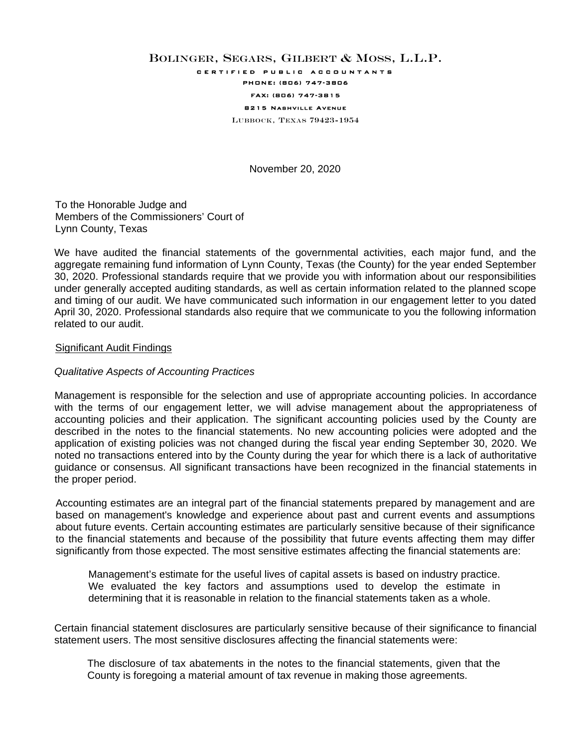# Bolinger, Segars, Gilbert & Moss, L.L.P.

CERTIFIED PUBLIC ACCOUNTANTS

PHONE: (806) 747-3806

FAX: (806) 747-3815

8215 NASHVILLE AVENUE

LUBBOCK, TEXAS 79423-1954

November 20, 2020

To the Honorable Judge and
Members of the Commissioners' Court of
Lynn County, Texas

We have audited the financial statements of the governmental activities, each major fund, and the aggregate remaining fund information of Lynn County, Texas (the County) for the year ended September 30, 2020. Professional standards require that we provide you with information about our responsibilities under generally accepted auditing standards, as well as certain information related to the planned scope and timing of our audit. We have communicated such information in our engagement letter to you dated April 30, 2020. Professional standards also require that we communicate to you the following information related to our audit.

## Significant Audit Findings

*Qualitative Aspects of Accounting Practices*

Management is responsible for the selection and use of appropriate accounting policies. In accordance with the terms of our engagement letter, we will advise management about the appropriateness of accounting policies and their application. The significant accounting policies used by the County are described in the notes to the financial statements. No new accounting policies were adopted and the application of existing policies was not changed during the fiscal year ending September 30, 2020. We noted no transactions entered into by the County during the year for which there is a lack of authoritative guidance or consensus. All significant transactions have been recognized in the financial statements in the proper period.

Accounting estimates are an integral part of the financial statements prepared by management and are based on management's knowledge and experience about past and current events and assumptions about future events. Certain accounting estimates are particularly sensitive because of their significance to the financial statements and because of the possibility that future events affecting them may differ significantly from those expected. The most sensitive estimates affecting the financial statements are:

> Management's estimate for the useful lives of capital assets is based on industry practice. We evaluated the key factors and assumptions used to develop the estimate in determining that it is reasonable in relation to the financial statements taken as a whole.

Certain financial statement disclosures are particularly sensitive because of their significance to financial statement users. The most sensitive disclosures affecting the financial statements were:

> The disclosure of tax abatements in the notes to the financial statements, given that the County is foregoing a material amount of tax revenue in making those agreements.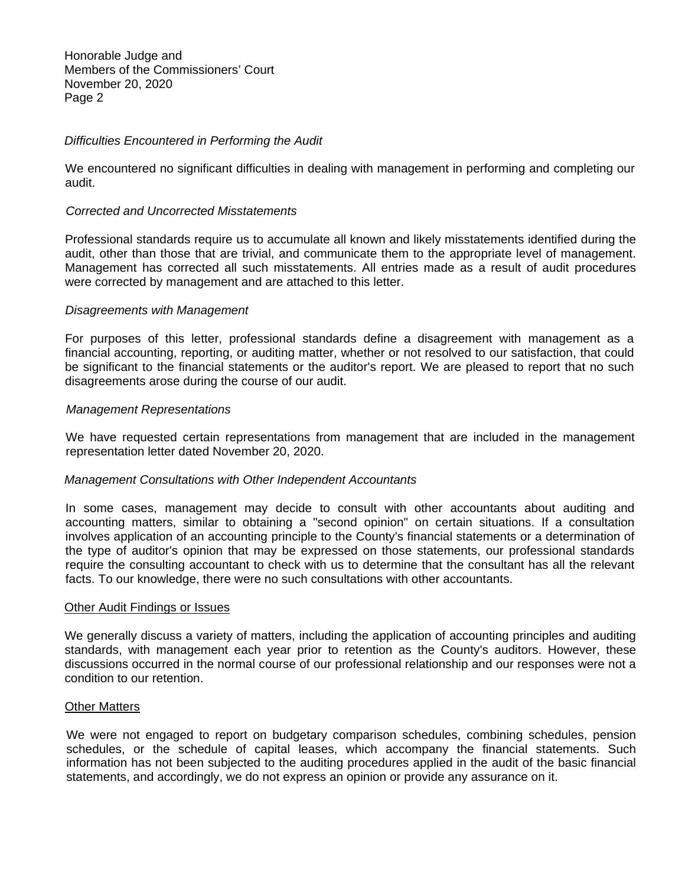Honorable Judge and
Members of the Commissioners' Court
November 20, 2020

*Difficulties Encountered in Performing the Audit*

We encountered no significant difficulties in dealing with management in performing and completing our audit.

*Corrected and Uncorrected Misstatements*

Professional standards require us to accumulate all known and likely misstatements identified during the audit, other than those that are trivial, and communicate them to the appropriate level of management. Management has corrected all such misstatements. All entries made as a result of audit procedures were corrected by management and are attached to this letter.

*Disagreements with Management*

For purposes of this letter, professional standards define a disagreement with management as a financial accounting, reporting, or auditing matter, whether or not resolved to our satisfaction, that could be significant to the financial statements or the auditor's report. We are pleased to report that no such disagreements arose during the course of our audit.

*Management Representations*

We have requested certain representations from management that are included in the management representation letter dated November 20, 2020.

*Management Consultations with Other Independent Accountants*

In some cases, management may decide to consult with other accountants about auditing and accounting matters, similar to obtaining a "second opinion" on certain situations. If a consultation involves application of an accounting principle to the County's financial statements or a determination of the type of auditor's opinion that may be expressed on those statements, our professional standards require the consulting accountant to check with us to determine that the consultant has all the relevant facts. To our knowledge, there were no such consultations with other accountants.

<u>Other Audit Findings or Issues</u>

We generally discuss a variety of matters, including the application of accounting principles and auditing standards, with management each year prior to retention as the County's auditors. However, these discussions occurred in the normal course of our professional relationship and our responses were not a condition to our retention.

<u>Other Matters</u>

We were not engaged to report on budgetary comparison schedules, combining schedules, pension schedules, or the schedule of capital leases, which accompany the financial statements. Such information has not been subjected to the auditing procedures applied in the audit of the basic financial statements, and accordingly, we do not express an opinion or provide any assurance on it.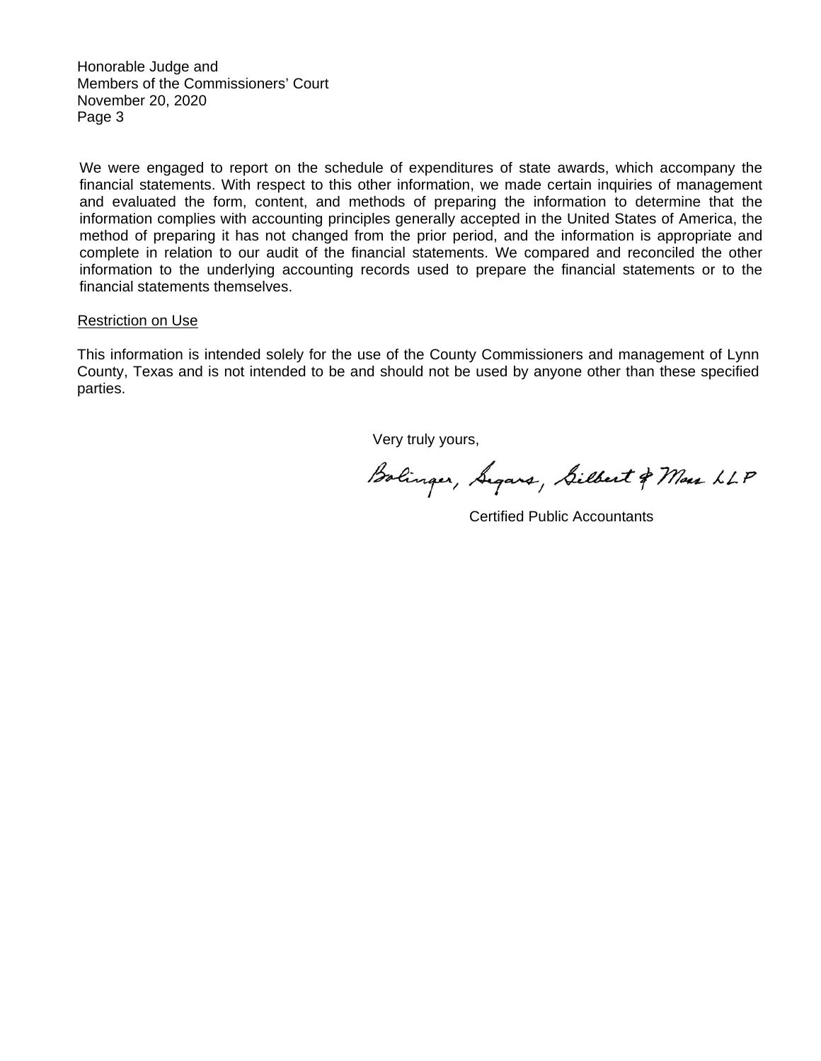Honorable Judge and
Members of the Commissioners' Court
November 20, 2020
Page 3

We were engaged to report on the schedule of expenditures of state awards, which accompany the financial statements. With respect to this other information, we made certain inquiries of management and evaluated the form, content, and methods of preparing the information to determine that the information complies with accounting principles generally accepted in the United States of America, the method of preparing it has not changed from the prior period, and the information is appropriate and complete in relation to our audit of the financial statements. We compared and reconciled the other information to the underlying accounting records used to prepare the financial statements or to the financial statements themselves.

Restriction on Use

This information is intended solely for the use of the County Commissioners and management of Lynn County, Texas and is not intended to be and should not be used by anyone other than these specified parties.

Very truly yours,

Bolinger, Segars, Gilbert & Moss LLP

Certified Public Accountants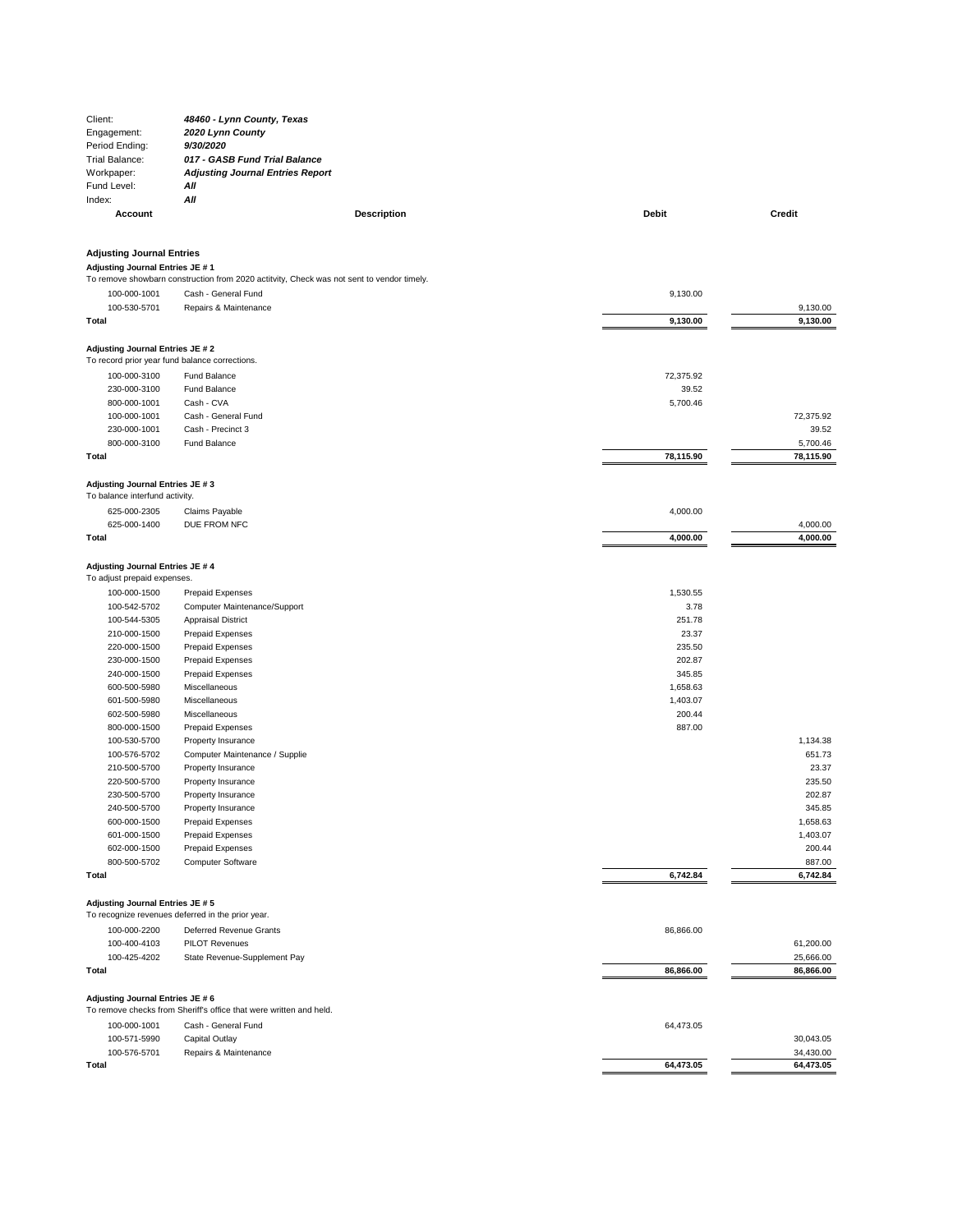| | |
|---|---|
| Client: | *48460 - Lynn County, Texas* |
| Engagement: | *2020 Lynn County* |
| Period Ending: | *9/30/2020* |
| Trial Balance: | *017 - GASB Fund Trial Balance* |
| Workpaper: | *Adjusting Journal Entries Report* |
| Fund Level: | *All* |
| Index: | *All* |

| Account | Description | Debit | Credit |
|---|---|---|---|
| **Adjusting Journal Entries** | | | |
| **Adjusting Journal Entries JE # 1** | | | |
| To remove showbarn construction from 2020 actitvity, Check was not sent to vendor timely. | | | |
| 100-000-1001 | Cash - General Fund | 9,130.00 | |
| 100-530-5701 | Repairs & Maintenance | | 9,130.00 |
| **Total** | | **9,130.00** | **9,130.00** |
| **Adjusting Journal Entries JE # 2** | | | |
| To record prior year fund balance corrections. | | | |
| 100-000-3100 | Fund Balance | 72,375.92 | |
| 230-000-3100 | Fund Balance | 39.52 | |
| 800-000-1001 | Cash - CVA | 5,700.46 | |
| 100-000-1001 | Cash - General Fund | | 72,375.92 |
| 230-000-1001 | Cash - Precinct 3 | | 39.52 |
| 800-000-3100 | Fund Balance | | 5,700.46 |
| **Total** | | **78,115.90** | **78,115.90** |
| **Adjusting Journal Entries JE # 3** | | | |
| To balance interfund activity. | | | |
| 625-000-2305 | Claims Payable | 4,000.00 | |
| 625-000-1400 | DUE FROM NFC | | 4,000.00 |
| **Total** | | **4,000.00** | **4,000.00** |
| **Adjusting Journal Entries JE # 4** | | | |
| To adjust prepaid expenses. | | | |
| 100-000-1500 | Prepaid Expenses | 1,530.55 | |
| 100-542-5702 | Computer Maintenance/Support | 3.78 | |
| 100-544-5305 | Appraisal District | 251.78 | |
| 210-000-1500 | Prepaid Expenses | 23.37 | |
| 220-000-1500 | Prepaid Expenses | 235.50 | |
| 230-000-1500 | Prepaid Expenses | 202.87 | |
| 240-000-1500 | Prepaid Expenses | 345.85 | |
| 600-500-5980 | Miscellaneous | 1,658.63 | |
| 601-500-5980 | Miscellaneous | 1,403.07 | |
| 602-500-5980 | Miscellaneous | 200.44 | |
| 800-000-1500 | Prepaid Expenses | 887.00 | |
| 100-530-5700 | Property Insurance | | 1,134.38 |
| 100-576-5702 | Computer Maintenance / Supplie | | 651.73 |
| 210-500-5700 | Property Insurance | | 23.37 |
| 220-500-5700 | Property Insurance | | 235.50 |
| 230-500-5700 | Property Insurance | | 202.87 |
| 240-500-5700 | Property Insurance | | 345.85 |
| 600-000-1500 | Prepaid Expenses | | 1,658.63 |
| 601-000-1500 | Prepaid Expenses | | 1,403.07 |
| 602-000-1500 | Prepaid Expenses | | 200.44 |
| 800-500-5702 | Computer Software | | 887.00 |
| **Total** | | **6,742.84** | **6,742.84** |
| **Adjusting Journal Entries JE # 5** | | | |
| To recognize revenues deferred in the prior year. | | | |
| 100-000-2200 | Deferred Revenue Grants | 86,866.00 | |
| 100-400-4103 | PILOT Revenues | | 61,200.00 |
| 100-425-4202 | State Revenue-Supplement Pay | | 25,666.00 |
| **Total** | | **86,866.00** | **86,866.00** |
| **Adjusting Journal Entries JE # 6** | | | |
| To remove checks from Sheriff's office that were written and held. | | | |
| 100-000-1001 | Cash - General Fund | 64,473.05 | |
| 100-571-5990 | Capital Outlay | | 30,043.05 |
| 100-576-5701 | Repairs & Maintenance | | 34,430.00 |
| **Total** | | **64,473.05** | **64,473.05** |